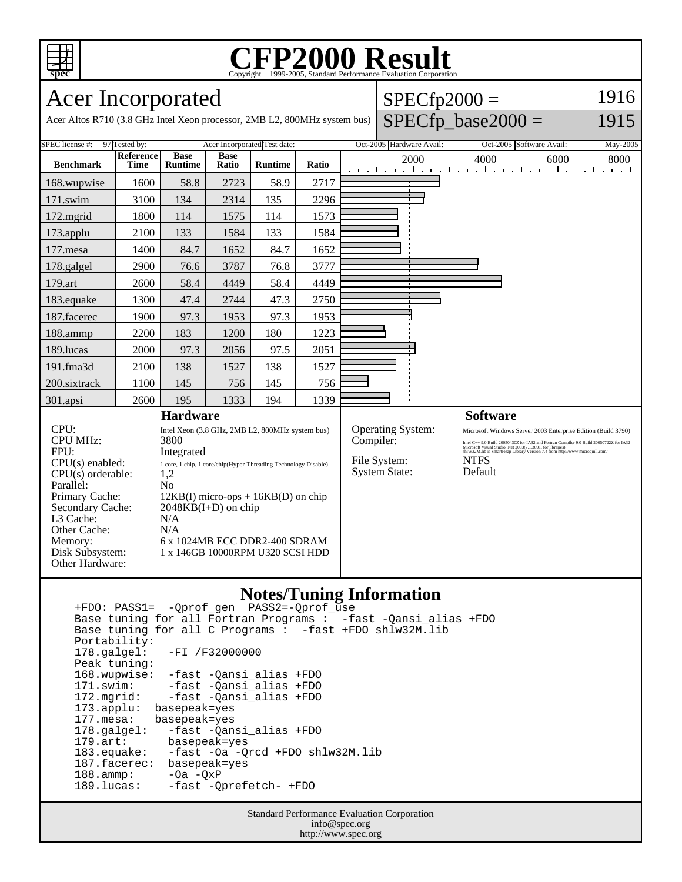# CFP2000 Result

Copyright 1999-2005, Standard Performance Evaluation Corporation

## Acer Incorporated

Acer Altos R710 (3.8 GHz Intel Xeon processor, 2MB L2, 800MHz system bus)

SPECfp2000 = 1916

SPECfp_base2000 = 1915

| SPEC license #: | 97 | Tested by: | Acer Incorporated | Test date: | Oct-2005 | Hardware Avail: | Oct-2005 | Software Avail: | May-2005 |
|---|---|---|---|---|---|---|---|---|---|

| Benchmark | Reference Time | Base Runtime | Base Ratio | Runtime | Ratio |
|---|---|---|---|---|---|
| 168.wupwise | 1600 | 58.8 | 2723 | 58.9 | 2717 |
| 171.swim | 3100 | 134 | 2314 | 135 | 2296 |
| 172.mgrid | 1800 | 114 | 1575 | 114 | 1573 |
| 173.applu | 2100 | 133 | 1584 | 133 | 1584 |
| 177.mesa | 1400 | 84.7 | 1652 | 84.7 | 1652 |
| 178.galgel | 2900 | 76.6 | 3787 | 76.8 | 3777 |
| 179.art | 2600 | 58.4 | 4449 | 58.4 | 4449 |
| 183.equake | 1300 | 47.4 | 2744 | 47.3 | 2750 |
| 187.facerec | 1900 | 97.3 | 1953 | 97.3 | 1953 |
| 188.ammp | 2200 | 183 | 1200 | 180 | 1223 |
| 189.lucas | 2000 | 97.3 | 2056 | 97.5 | 2051 |
| 191.fma3d | 2100 | 138 | 1527 | 138 | 1527 |
| 200.sixtrack | 1100 | 145 | 756 | 145 | 756 |
| 301.apsi | 2600 | 195 | 1333 | 194 | 1339 |

### Hardware

| | |
|---|---|
| CPU: | Intel Xeon (3.8 GHz, 2MB L2, 800MHz system bus) |
| CPU MHz: | 3800 |
| FPU: | Integrated |
| CPU(s) enabled: | 1 core, 1 chip, 1 core/chip(Hyper-Threading Technology Disable) |
| CPU(s) orderable: | 1,2 |
| Parallel: | No |
| Primary Cache: | 12KB(I) micro-ops + 16KB(D) on chip |
| Secondary Cache: | 2048KB(I+D) on chip |
| L3 Cache: | N/A |
| Other Cache: | N/A |
| Memory: | 6 x 1024MB ECC DDR2-400 SDRAM |
| Disk Subsystem: | 1 x 146GB 10000RPM U320 SCSI HDD |
| Other Hardware: | |

### Software

| | |
|---|---|
| Operating System: | Microsoft Windows Server 2003 Enterprise Edition (Build 3790) |
| Compiler: | Intel C++ 9.0 Build 20050430Z for IA32 and Fortran Compiler 9.0 Build 20050722Z for IA32; Microsoft Visual Studio .Net 2003(7.1.3091, for libraries); shlW32M.lib is SmartHeap Library Version 7.4 from http://www.microquill.com/ |
| File System: | NTFS |
| System State: | Default |

### Notes/Tuning Information

```
+FDO: PASS1=  -Qprof_gen  PASS2=-Qprof_use
Base tuning for all Fortran Programs :  -fast -Qansi_alias +FDO
Base tuning for all C Programs :  -fast +FDO shlw32M.lib
Portability:
178.galgel:   -FI /F32000000
Peak tuning:
168.wupwise:  -fast -Qansi_alias +FDO
171.swim:     -fast -Qansi_alias +FDO
172.mgrid:    -fast -Qansi_alias +FDO
173.applu:  basepeak=yes
177.mesa:   basepeak=yes
178.galgel:   -fast -Qansi_alias +FDO
179.art:      basepeak=yes
183.equake:   -fast -Oa -Qrcd +FDO shlw32M.lib
187.facerec:  basepeak=yes
188.ammp:     -Oa -QxP
189.lucas:    -fast -Qprefetch- +FDO
```

Standard Performance Evaluation Corporation
info@spec.org
http://www.spec.org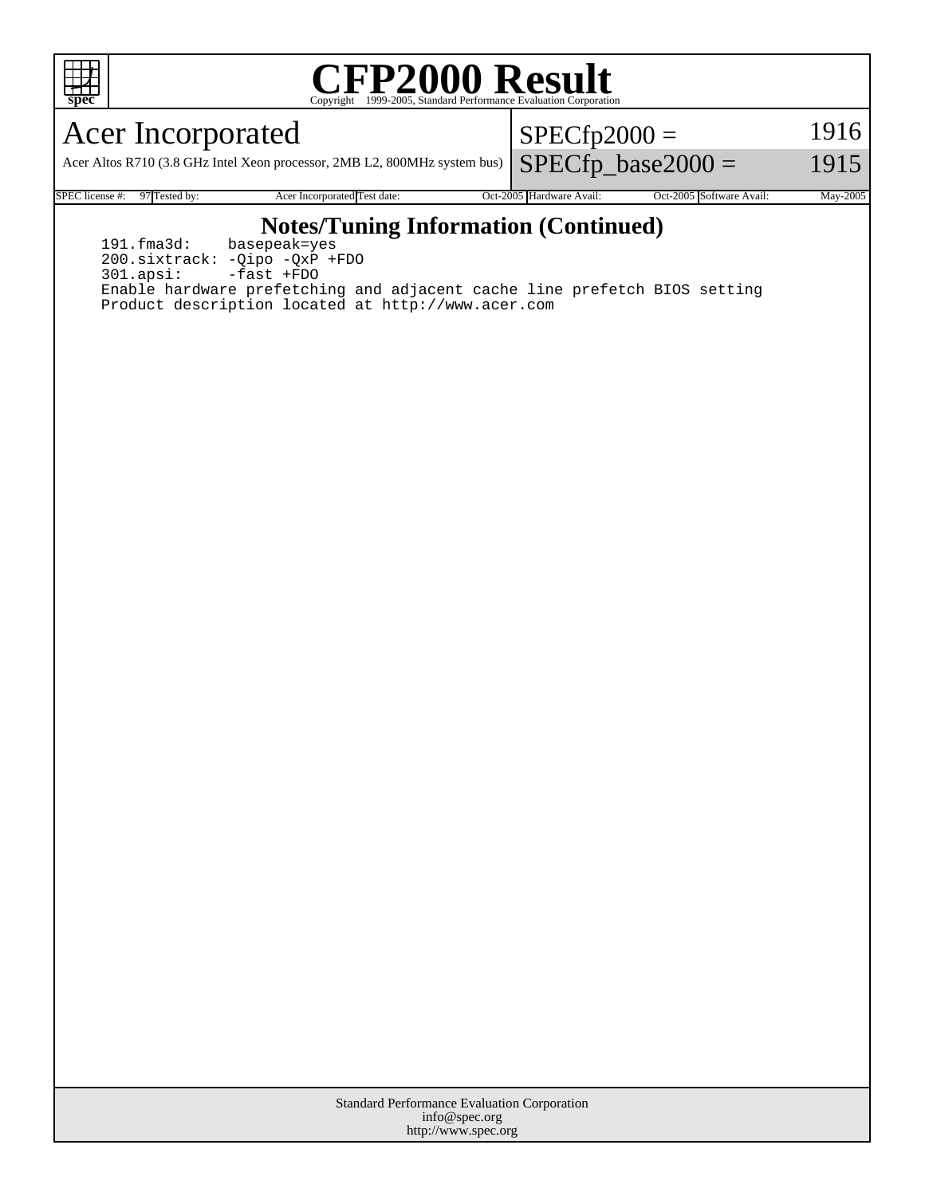# CFP2000 Result

Copyright 1999-2005, Standard Performance Evaluation Corporation

## Acer Incorporated

Acer Altos R710 (3.8 GHz Intel Xeon processor, 2MB L2, 800MHz system bus)

SPECfp2000 = 1916

SPECfp_base2000 = 1915

| SPEC license #: | 97 | Tested by: | Acer Incorporated | Test date: | Oct-2005 | Hardware Avail: | Oct-2005 | Software Avail: | May-2005 |
|---|---|---|---|---|---|---|---|---|---|

### Notes/Tuning Information (Continued)

```
191.fma3d:    basepeak=yes
200.sixtrack: -Qipo -QxP +FDO
301.apsi:     -fast +FDO
Enable hardware prefetching and adjacent cache line prefetch BIOS setting
Product description located at http://www.acer.com
```

Standard Performance Evaluation Corporation
info@spec.org
http://www.spec.org